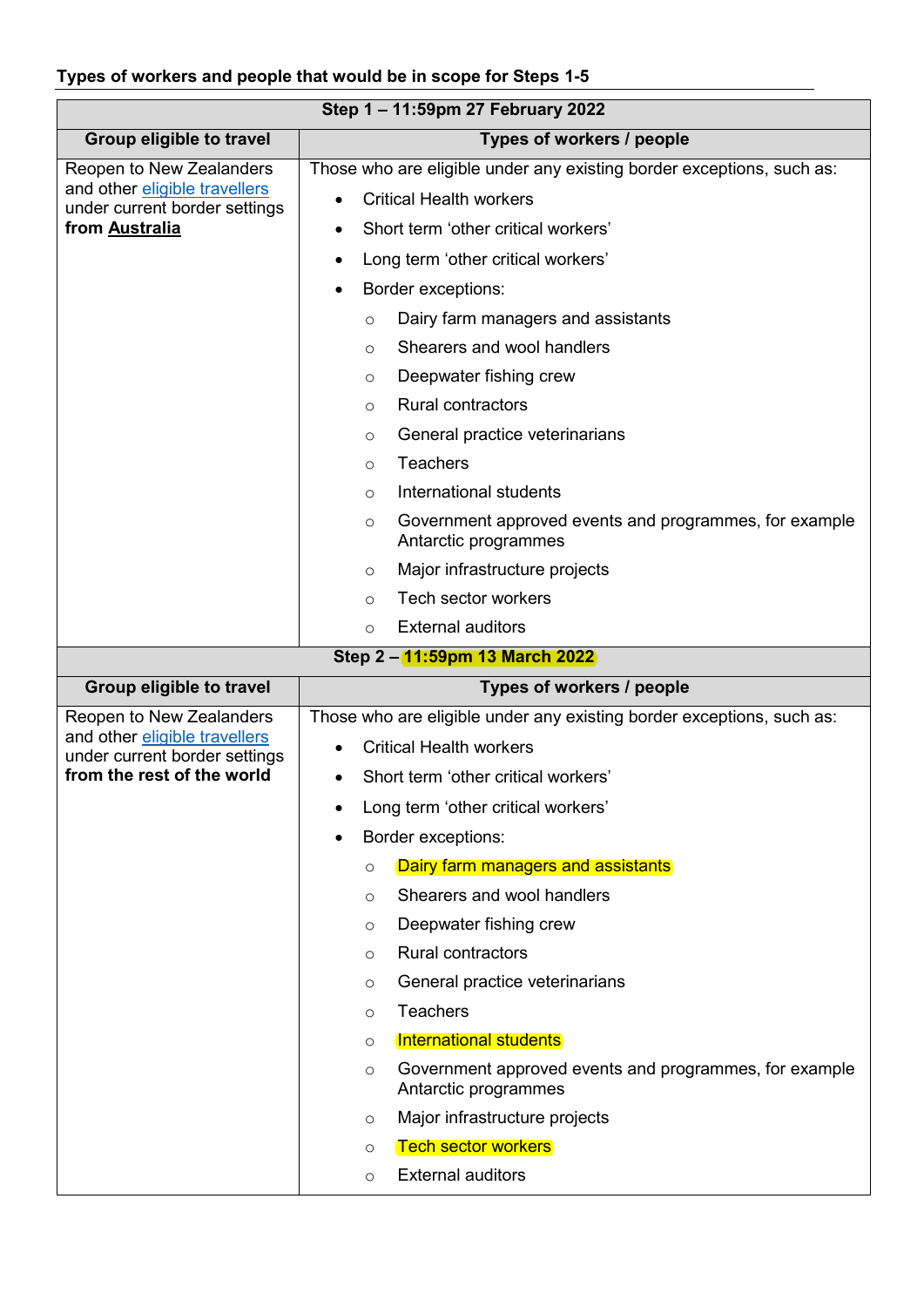**Types of workers and people that would be in scope for Steps 1-5**

| Step 1 – 11:59pm 27 February 2022 | |
|---|---|
| **Group eligible to travel** | **Types of workers / people** |
| Reopen to New Zealanders and other eligible travellers under current border settings **from Australia** | Those who are eligible under any existing border exceptions, such as:<br>• Critical Health workers<br>• Short term 'other critical workers'<br>• Long term 'other critical workers'<br>• Border exceptions:<br>  ○ Dairy farm managers and assistants<br>  ○ Shearers and wool handlers<br>  ○ Deepwater fishing crew<br>  ○ Rural contractors<br>  ○ General practice veterinarians<br>  ○ Teachers<br>  ○ International students<br>  ○ Government approved events and programmes, for example Antarctic programmes<br>  ○ Major infrastructure projects<br>  ○ Tech sector workers<br>  ○ External auditors |
| **Step 2 – 11:59pm 13 March 2022** | |
| **Group eligible to travel** | **Types of workers / people** |
| Reopen to New Zealanders and other eligible travellers under current border settings **from the rest of the world** | Those who are eligible under any existing border exceptions, such as:<br>• Critical Health workers<br>• Short term 'other critical workers'<br>• Long term 'other critical workers'<br>• Border exceptions:<br>  ○ Dairy farm managers and assistants<br>  ○ Shearers and wool handlers<br>  ○ Deepwater fishing crew<br>  ○ Rural contractors<br>  ○ General practice veterinarians<br>  ○ Teachers<br>  ○ International students<br>  ○ Government approved events and programmes, for example Antarctic programmes<br>  ○ Major infrastructure projects<br>  ○ Tech sector workers<br>  ○ External auditors |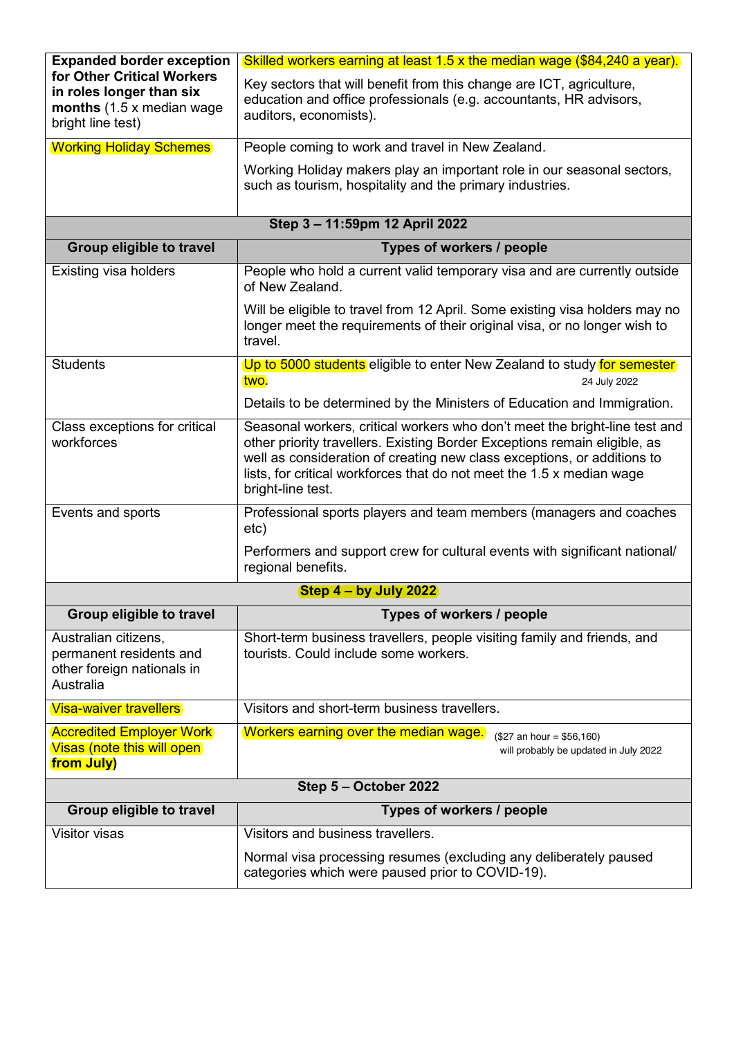| | |
|---|---|
| **Expanded border exception for Other Critical Workers in roles longer than six months** (1.5 x median wage bright line test) | Skilled workers earning at least 1.5 x the median wage ($84,240 a year). <br> Key sectors that will benefit from this change are ICT, agriculture, education and office professionals (e.g. accountants, HR advisors, auditors, economists). |
| Working Holiday Schemes | People coming to work and travel in New Zealand. <br> Working Holiday makers play an important role in our seasonal sectors, such as tourism, hospitality and the primary industries. |
| **Step 3 – 11:59pm 12 April 2022** | |
| **Group eligible to travel** | **Types of workers / people** |
| Existing visa holders | People who hold a current valid temporary visa and are currently outside of New Zealand. <br> Will be eligible to travel from 12 April. Some existing visa holders may no longer meet the requirements of their original visa, or no longer wish to travel. |
| Students | Up to 5000 students eligible to enter New Zealand to study for semester two. 24 July 2022 <br> Details to be determined by the Ministers of Education and Immigration. |
| Class exceptions for critical workforces | Seasonal workers, critical workers who don't meet the bright-line test and other priority travellers. Existing Border Exceptions remain eligible, as well as consideration of creating new class exceptions, or additions to lists, for critical workforces that do not meet the 1.5 x median wage bright-line test. |
| Events and sports | Professional sports players and team members (managers and coaches etc) <br> Performers and support crew for cultural events with significant national/ regional benefits. |
| **Step 4 – by July 2022** | |
| **Group eligible to travel** | **Types of workers / people** |
| Australian citizens, permanent residents and other foreign nationals in Australia | Short-term business travellers, people visiting family and friends, and tourists. Could include some workers. |
| Visa-waiver travellers | Visitors and short-term business travellers. |
| Accredited Employer Work Visas (note this will open **from July)** | Workers earning over the median wage. ($27 an hour = $56,160) will probably be updated in July 2022 |
| **Step 5 – October 2022** | |
| **Group eligible to travel** | **Types of workers / people** |
| Visitor visas | Visitors and business travellers. <br> Normal visa processing resumes (excluding any deliberately paused categories which were paused prior to COVID-19). |